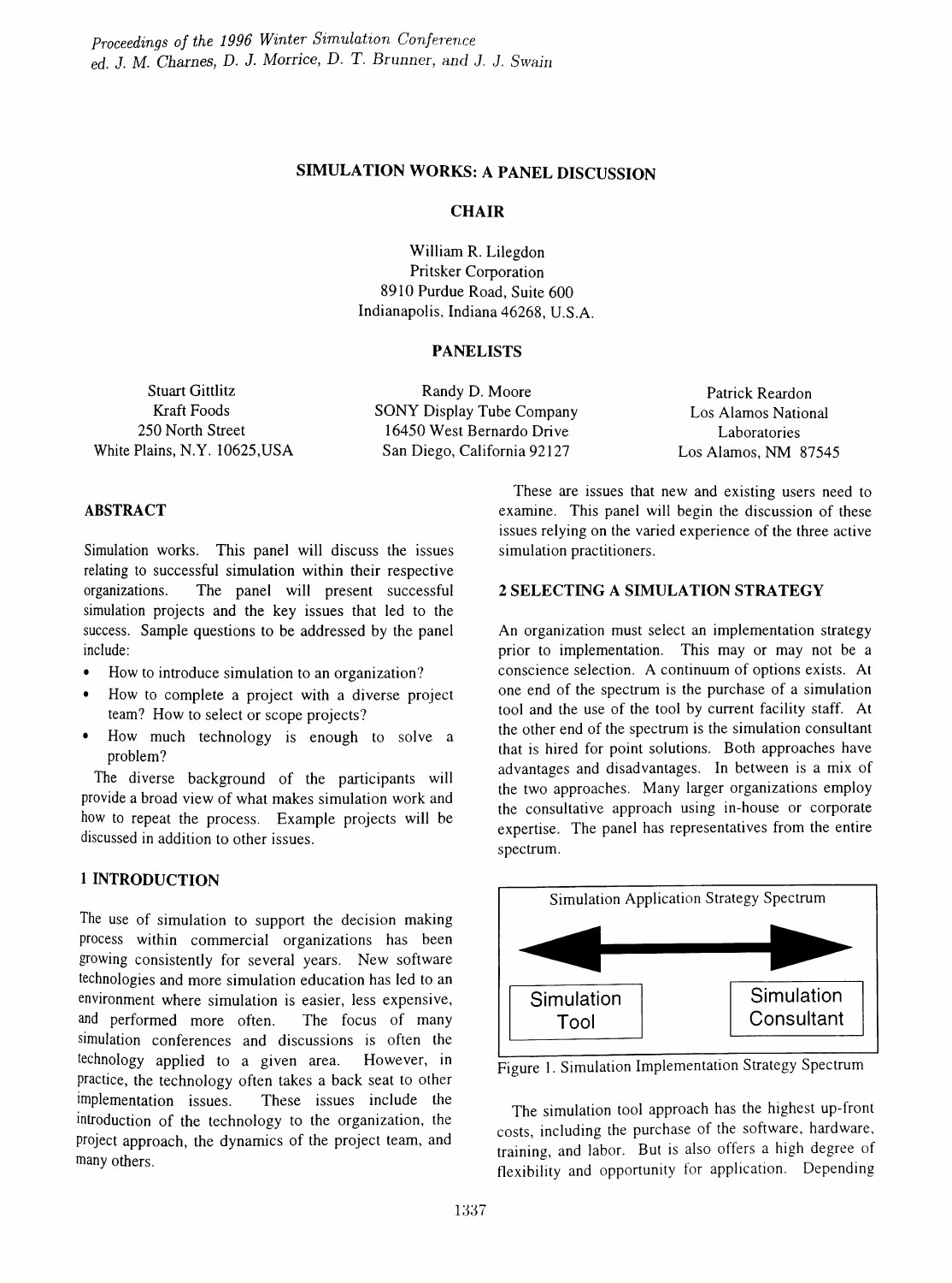*Proceedings of the 1996 Winter Simulation Conference*
*ed. J. M. Charnes, D. J. Morrice, D. T. Brunner, and J. J. Swain*

# SIMULATION WORKS: A PANEL DISCUSSION

**CHAIR**

William R. Lilegdon
Pritsker Corporation
8910 Purdue Road, Suite 600
Indianapolis, Indiana 46268, U.S.A.

**PANELISTS**

Stuart Gittlitz
Kraft Foods
250 North Street
White Plains, N.Y. 10625,USA

Randy D. Moore
SONY Display Tube Company
16450 West Bernardo Drive
San Diego, California 92127

Patrick Reardon
Los Alamos National Laboratories
Los Alamos, NM 87545

## ABSTRACT

Simulation works. This panel will discuss the issues relating to successful simulation within their respective organizations. The panel will present successful simulation projects and the key issues that led to the success. Sample questions to be addressed by the panel include:

- How to introduce simulation to an organization?
- How to complete a project with a diverse project team? How to select or scope projects?
- How much technology is enough to solve a problem?

The diverse background of the participants will provide a broad view of what makes simulation work and how to repeat the process. Example projects will be discussed in addition to other issues.

## 1 INTRODUCTION

The use of simulation to support the decision making process within commercial organizations has been growing consistently for several years. New software technologies and more simulation education has led to an environment where simulation is easier, less expensive, and performed more often. The focus of many simulation conferences and discussions is often the technology applied to a given area. However, in practice, the technology often takes a back seat to other implementation issues. These issues include the introduction of the technology to the organization, the project approach, the dynamics of the project team, and many others.

These are issues that new and existing users need to examine. This panel will begin the discussion of these issues relying on the varied experience of the three active simulation practitioners.

## 2 SELECTING A SIMULATION STRATEGY

An organization must select an implementation strategy prior to implementation. This may or may not be a conscience selection. A continuum of options exists. At one end of the spectrum is the purchase of a simulation tool and the use of the tool by current facility staff. At the other end of the spectrum is the simulation consultant that is hired for point solutions. Both approaches have advantages and disadvantages. In between is a mix of the two approaches. Many larger organizations employ the consultative approach using in-house or corporate expertise. The panel has representatives from the entire spectrum.

Simulation Application Strategy Spectrum

Simulation Tool ⟷ Simulation Consultant

Figure 1. Simulation Implementation Strategy Spectrum

The simulation tool approach has the highest up-front costs, including the purchase of the software, hardware, training, and labor. But is also offers a high degree of flexibility and opportunity for application. Depending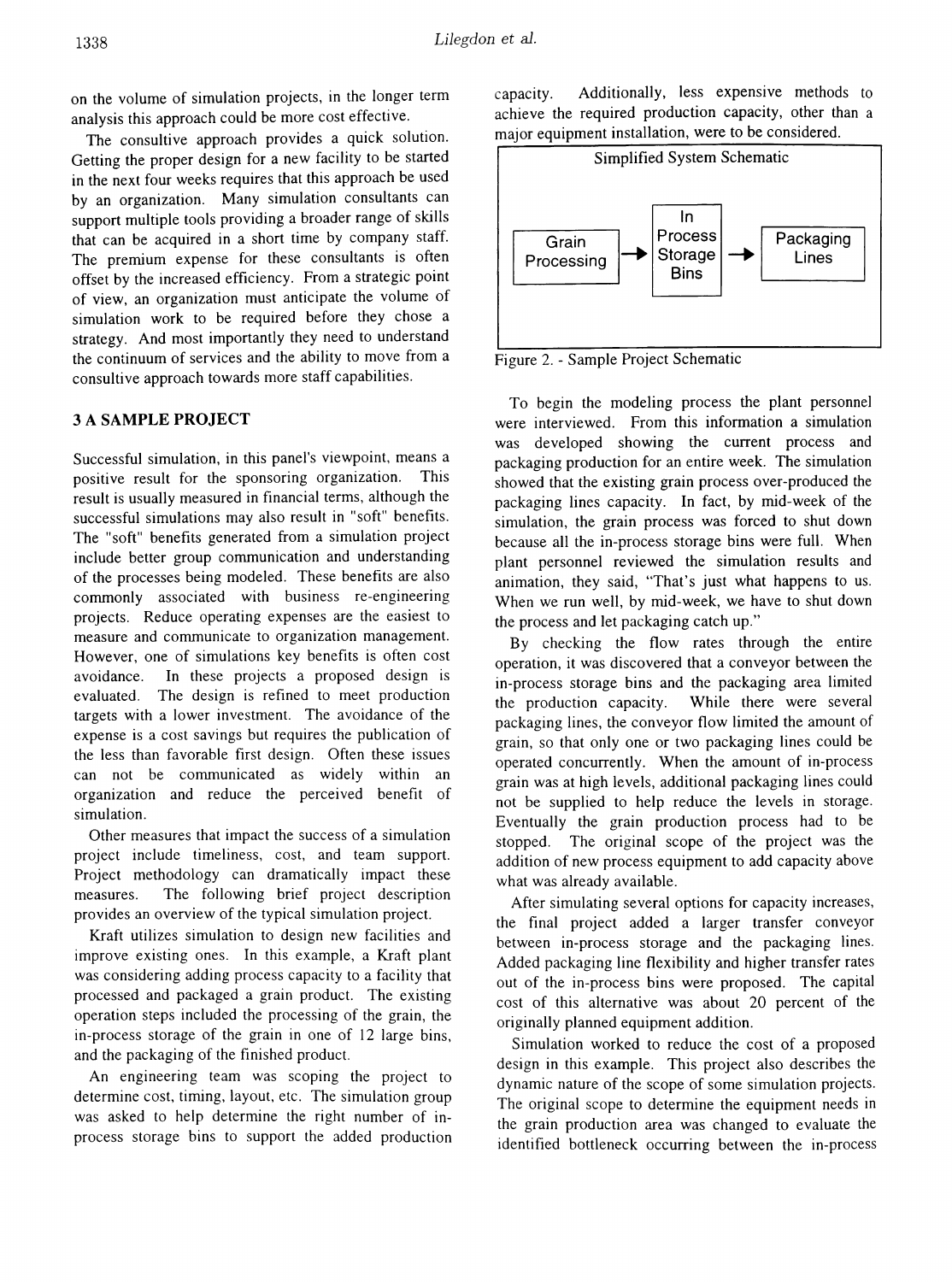on the volume of simulation projects, in the longer term analysis this approach could be more cost effective.

The consultive approach provides a quick solution. Getting the proper design for a new facility to be started in the next four weeks requires that this approach be used by an organization. Many simulation consultants can support multiple tools providing a broader range of skills that can be acquired in a short time by company staff. The premium expense for these consultants is often offset by the increased efficiency. From a strategic point of view, an organization must anticipate the volume of simulation work to be required before they chose a strategy. And most importantly they need to understand the continuum of services and the ability to move from a consultive approach towards more staff capabilities.

## 3 A SAMPLE PROJECT

Successful simulation, in this panel's viewpoint, means a positive result for the sponsoring organization. This result is usually measured in financial terms, although the successful simulations may also result in "soft" benefits. The "soft" benefits generated from a simulation project include better group communication and understanding of the processes being modeled. These benefits are also commonly associated with business re-engineering projects. Reduce operating expenses are the easiest to measure and communicate to organization management. However, one of simulations key benefits is often cost avoidance. In these projects a proposed design is evaluated. The design is refined to meet production targets with a lower investment. The avoidance of the expense is a cost savings but requires the publication of the less than favorable first design. Often these issues can not be communicated as widely within an organization and reduce the perceived benefit of simulation.

Other measures that impact the success of a simulation project include timeliness, cost, and team support. Project methodology can dramatically impact these measures. The following brief project description provides an overview of the typical simulation project.

Kraft utilizes simulation to design new facilities and improve existing ones. In this example, a Kraft plant was considering adding process capacity to a facility that processed and packaged a grain product. The existing operation steps included the processing of the grain, the in-process storage of the grain in one of 12 large bins, and the packaging of the finished product.

An engineering team was scoping the project to determine cost, timing, layout, etc. The simulation group was asked to help determine the right number of in-process storage bins to support the added production capacity. Additionally, less expensive methods to achieve the required production capacity, other than a major equipment installation, were to be considered.

Simplified System Schematic

Grain Processing → In Process Storage Bins → Packaging Lines

Figure 2. - Sample Project Schematic

To begin the modeling process the plant personnel were interviewed. From this information a simulation was developed showing the current process and packaging production for an entire week. The simulation showed that the existing grain process over-produced the packaging lines capacity. In fact, by mid-week of the simulation, the grain process was forced to shut down because all the in-process storage bins were full. When plant personnel reviewed the simulation results and animation, they said, "That's just what happens to us. When we run well, by mid-week, we have to shut down the process and let packaging catch up."

By checking the flow rates through the entire operation, it was discovered that a conveyor between the in-process storage bins and the packaging area limited the production capacity. While there were several packaging lines, the conveyor flow limited the amount of grain, so that only one or two packaging lines could be operated concurrently. When the amount of in-process grain was at high levels, additional packaging lines could not be supplied to help reduce the levels in storage. Eventually the grain production process had to be stopped. The original scope of the project was the addition of new process equipment to add capacity above what was already available.

After simulating several options for capacity increases, the final project added a larger transfer conveyor between in-process storage and the packaging lines. Added packaging line flexibility and higher transfer rates out of the in-process bins were proposed. The capital cost of this alternative was about 20 percent of the originally planned equipment addition.

Simulation worked to reduce the cost of a proposed design in this example. This project also describes the dynamic nature of the scope of some simulation projects. The original scope to determine the equipment needs in the grain production area was changed to evaluate the identified bottleneck occurring between the in-process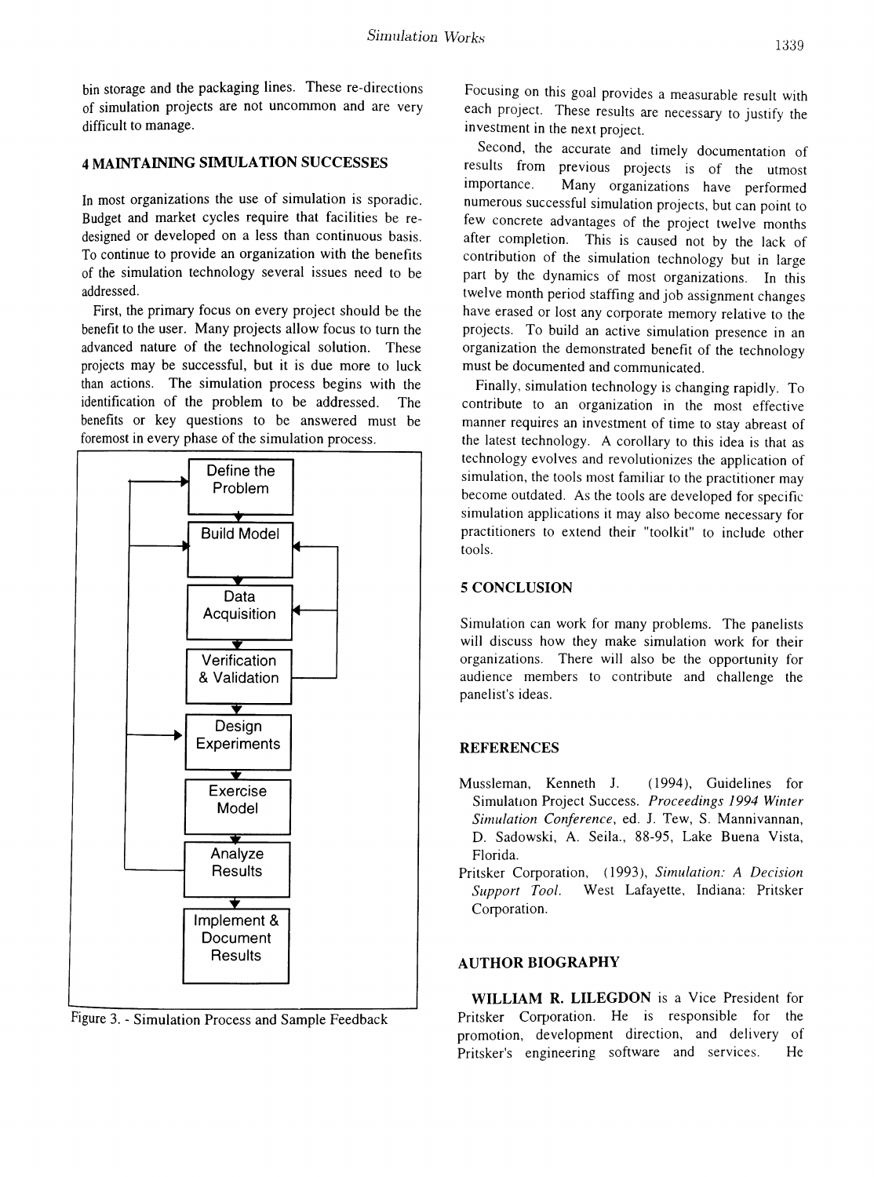bin storage and the packaging lines. These re-directions of simulation projects are not uncommon and are very difficult to manage.

## 4 MAINTAINING SIMULATION SUCCESSES

In most organizations the use of simulation is sporadic. Budget and market cycles require that facilities be re-designed or developed on a less than continuous basis. To continue to provide an organization with the benefits of the simulation technology several issues need to be addressed.

First, the primary focus on every project should be the benefit to the user. Many projects allow focus to turn the advanced nature of the technological solution. These projects may be successful, but it is due more to luck than actions. The simulation process begins with the identification of the problem to be addressed. The benefits or key questions to be answered must be foremost in every phase of the simulation process.

Define the Problem → Build Model → Data Acquisition → Verification & Validation → Design Experiments → Exercise Model → Analyze Results → Implement & Document Results

Figure 3. - Simulation Process and Sample Feedback

Focusing on this goal provides a measurable result with each project. These results are necessary to justify the investment in the next project.

Second, the accurate and timely documentation of results from previous projects is of the utmost importance. Many organizations have performed numerous successful simulation projects, but can point to few concrete advantages of the project twelve months after completion. This is caused not by the lack of contribution of the simulation technology but in large part by the dynamics of most organizations. In this twelve month period staffing and job assignment changes have erased or lost any corporate memory relative to the projects. To build an active simulation presence in an organization the demonstrated benefit of the technology must be documented and communicated.

Finally, simulation technology is changing rapidly. To contribute to an organization in the most effective manner requires an investment of time to stay abreast of the latest technology. A corollary to this idea is that as technology evolves and revolutionizes the application of simulation, the tools most familiar to the practitioner may become outdated. As the tools are developed for specific simulation applications it may also become necessary for practitioners to extend their "toolkit" to include other tools.

## 5 CONCLUSION

Simulation can work for many problems. The panelists will discuss how they make simulation work for their organizations. There will also be the opportunity for audience members to contribute and challenge the panelist's ideas.

## REFERENCES

Mussleman, Kenneth J. (1994), Guidelines for Simulation Project Success. *Proceedings 1994 Winter Simulation Conference*, ed. J. Tew, S. Mannivannan, D. Sadowski, A. Seila., 88-95, Lake Buena Vista, Florida.

Pritsker Corporation, (1993), *Simulation: A Decision Support Tool*. West Lafayette, Indiana: Pritsker Corporation.

## AUTHOR BIOGRAPHY

**WILLIAM R. LILEGDON** is a Vice President for Pritsker Corporation. He is responsible for the promotion, development direction, and delivery of Pritsker's engineering software and services. He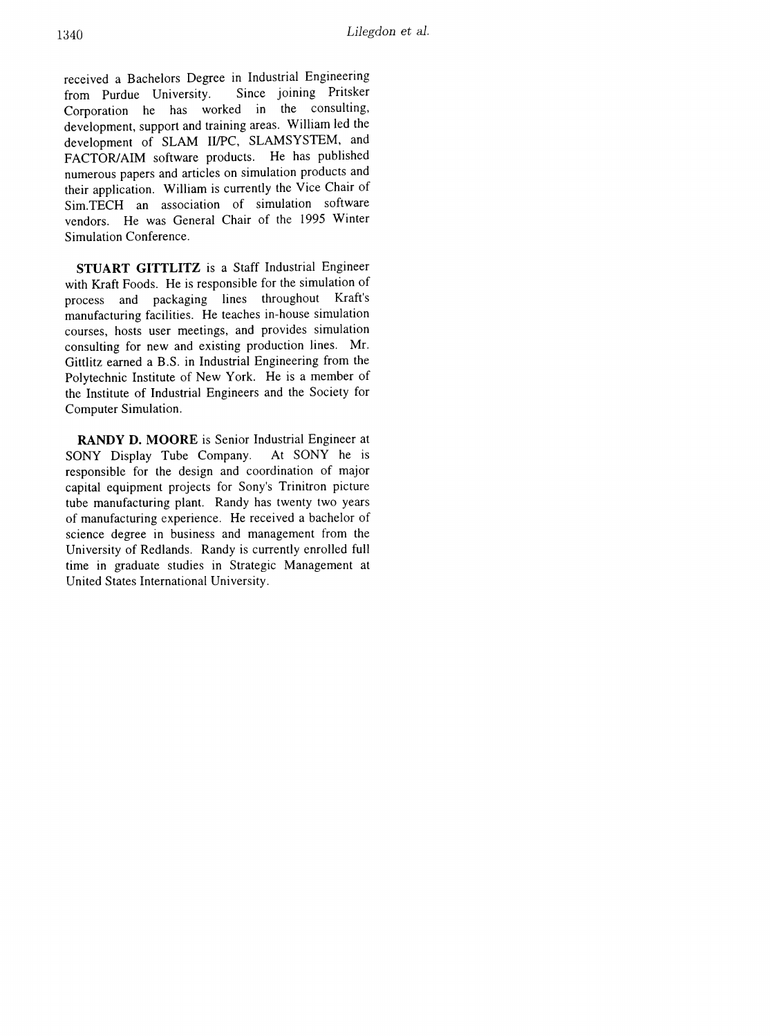received a Bachelors Degree in Industrial Engineering from Purdue University. Since joining Pritsker Corporation he has worked in the consulting, development, support and training areas. William led the development of SLAM II/PC, SLAMSYSTEM, and FACTOR/AIM software products. He has published numerous papers and articles on simulation products and their application. William is currently the Vice Chair of Sim.TECH an association of simulation software vendors. He was General Chair of the 1995 Winter Simulation Conference.

**STUART GITTLITZ** is a Staff Industrial Engineer with Kraft Foods. He is responsible for the simulation of process and packaging lines throughout Kraft's manufacturing facilities. He teaches in-house simulation courses, hosts user meetings, and provides simulation consulting for new and existing production lines. Mr. Gittlitz earned a B.S. in Industrial Engineering from the Polytechnic Institute of New York. He is a member of the Institute of Industrial Engineers and the Society for Computer Simulation.

**RANDY D. MOORE** is Senior Industrial Engineer at SONY Display Tube Company. At SONY he is responsible for the design and coordination of major capital equipment projects for Sony's Trinitron picture tube manufacturing plant. Randy has twenty two years of manufacturing experience. He received a bachelor of science degree in business and management from the University of Redlands. Randy is currently enrolled full time in graduate studies in Strategic Management at United States International University.